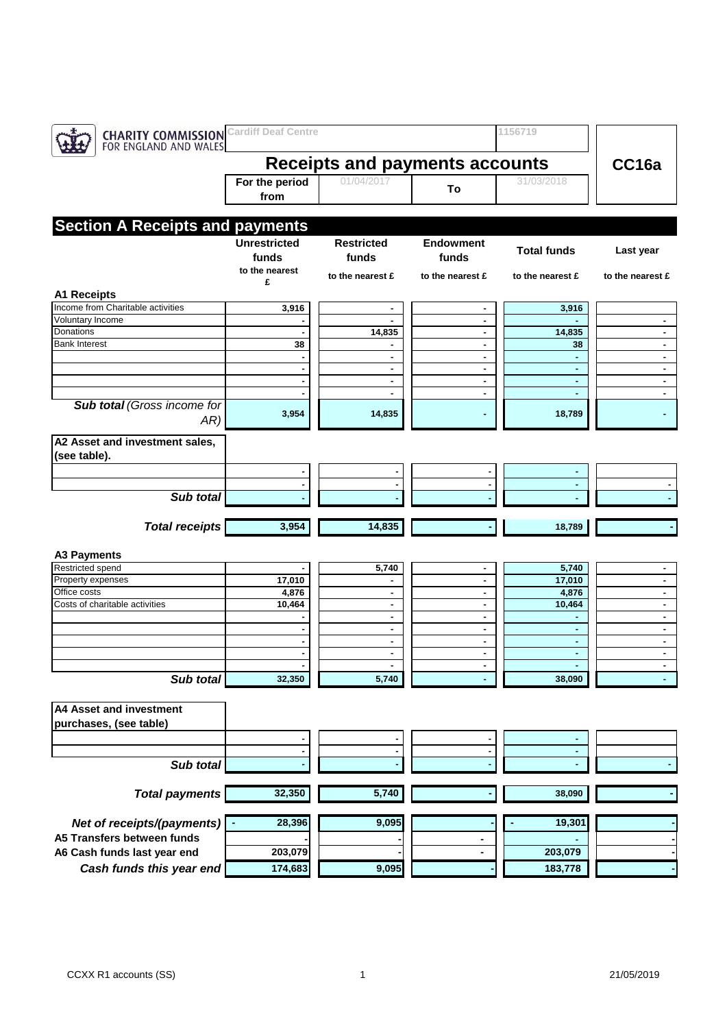CHARITY COMMISSION FOR ENGLAND AND WALES

| Cardiff Deaf Centre | 1156719 | |
|---|---|---|

# Receipts and payments accounts

**CC16a**

| For the period from | 01/04/2017 | To | 31/03/2018 |
|---|---|---|---|

## Section A Receipts and payments

| | Unrestricted funds | Restricted funds | Endowment funds | Total funds | Last year |
|---|---|---|---|---|---|
| | to the nearest £ | to the nearest £ | to the nearest £ | to the nearest £ | to the nearest £ |
| **A1 Receipts** | | | | | |
| Income from Charitable activities | 3,916 | - | - | 3,916 | |
| Voluntary Income | - | - | - | - | - |
| Donations | - | 14,835 | - | 14,835 | - |
| Bank Interest | 38 | - | - | 38 | - |
| | - | - | - | - | - |
| | - | - | - | - | - |
| | - | - | - | - | - |
| | - | - | - | - | - |
| ***Sub total** (Gross income for AR)* | 3,954 | 14,835 | - | 18,789 | - |
| **A2 Asset and investment sales, (see table).** | | | | | |
| | - | - | - | - | |
| | - | - | - | - | - |
| ***Sub total*** | - | - | - | - | - |
| ***Total receipts*** | 3,954 | 14,835 | - | 18,789 | - |
| **A3 Payments** | | | | | |
| Restricted spend | - | 5,740 | - | 5,740 | - |
| Property expenses | 17,010 | - | - | 17,010 | - |
| Office costs | 4,876 | - | - | 4,876 | - |
| Costs of charitable activities | 10,464 | - | - | 10,464 | - |
| | - | - | - | - | - |
| | - | - | - | - | - |
| | - | - | - | - | - |
| | - | - | - | - | - |
| | - | - | - | - | - |
| ***Sub total*** | 32,350 | 5,740 | - | 38,090 | - |
| **A4 Asset and investment purchases, (see table)** | | | | | |
| | - | - | - | - | |
| | - | - | - | - | |
| ***Sub total*** | - | - | - | - | - |
| ***Total payments*** | 32,350 | 5,740 | - | 38,090 | - |
| ***Net of receipts/(payments)*** | - 28,396 | 9,095 | - | - 19,301 | - |
| **A5 Transfers between funds** | - | - | - | - | - |
| **A6 Cash funds last year end** | 203,079 | - | - | 203,079 | - |
| ***Cash funds this year end*** | 174,683 | 9,095 | - | 183,778 | - |

CCXX R1 accounts (SS) 21/05/2019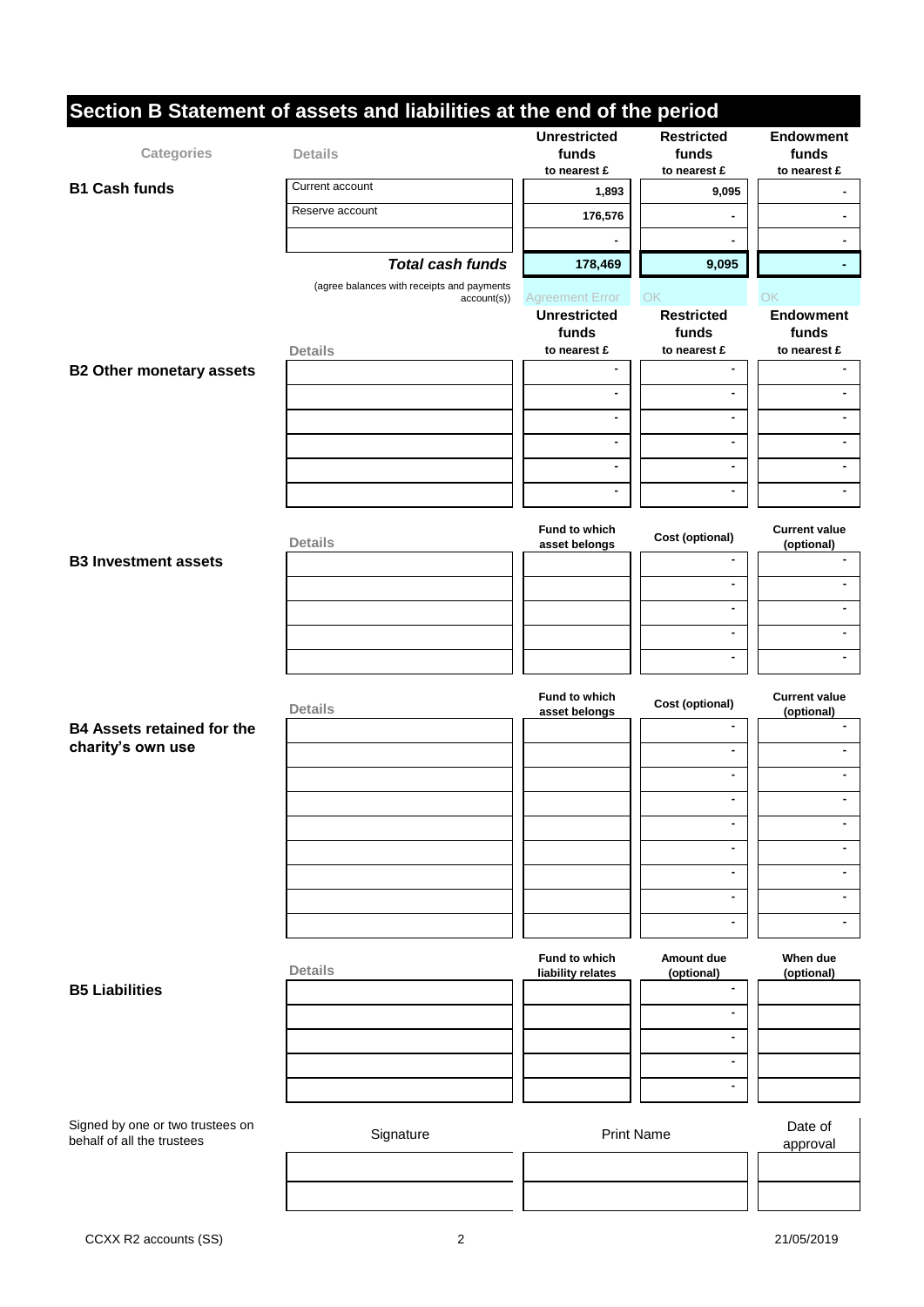# Section B Statement of assets and liabilities at the end of the period

| Categories | Details | Unrestricted funds to nearest £ | Restricted funds to nearest £ | Endowment funds to nearest £ |
|---|---|---|---|---|
| **B1 Cash funds** | Current account | 1,893 | 9,095 | - |
| | Reserve account | 176,576 | - | - |
| | | - | - | - |
| | ***Total cash funds*** | **178,469** | **9,095** | **-** |
| | (agree balances with receipts and payments account(s)) | Agreement Error | OK | OK |

| | Details | Unrestricted funds to nearest £ | Restricted funds to nearest £ | Endowment funds to nearest £ |
|---|---|---|---|---|
| **B2 Other monetary assets** | | - | - | - |
| | | - | - | - |
| | | - | - | - |
| | | - | - | - |
| | | - | - | - |
| | | - | - | - |

| | Details | Fund to which asset belongs | Cost (optional) | Current value (optional) |
|---|---|---|---|---|
| **B3 Investment assets** | | | - | - |
| | | | - | - |
| | | | - | - |
| | | | - | - |
| | | | - | - |

| | Details | Fund to which asset belongs | Cost (optional) | Current value (optional) |
|---|---|---|---|---|
| **B4 Assets retained for the charity's own use** | | | - | - |
| | | | - | - |
| | | | - | - |
| | | | - | - |
| | | | - | - |
| | | | - | - |
| | | | - | - |
| | | | - | - |
| | | | - | - |

| | Details | Fund to which liability relates | Amount due (optional) | When due (optional) |
|---|---|---|---|---|
| **B5 Liabilities** | | | - | |
| | | | - | |
| | | | - | |
| | | | - | |
| | | | - | |

| Signed by one or two trustees on behalf of all the trustees | Signature | Print Name | Date of approval |
|---|---|---|---|
| | | | |
| | | | |

CCXX R2 accounts (SS) 21/05/2019